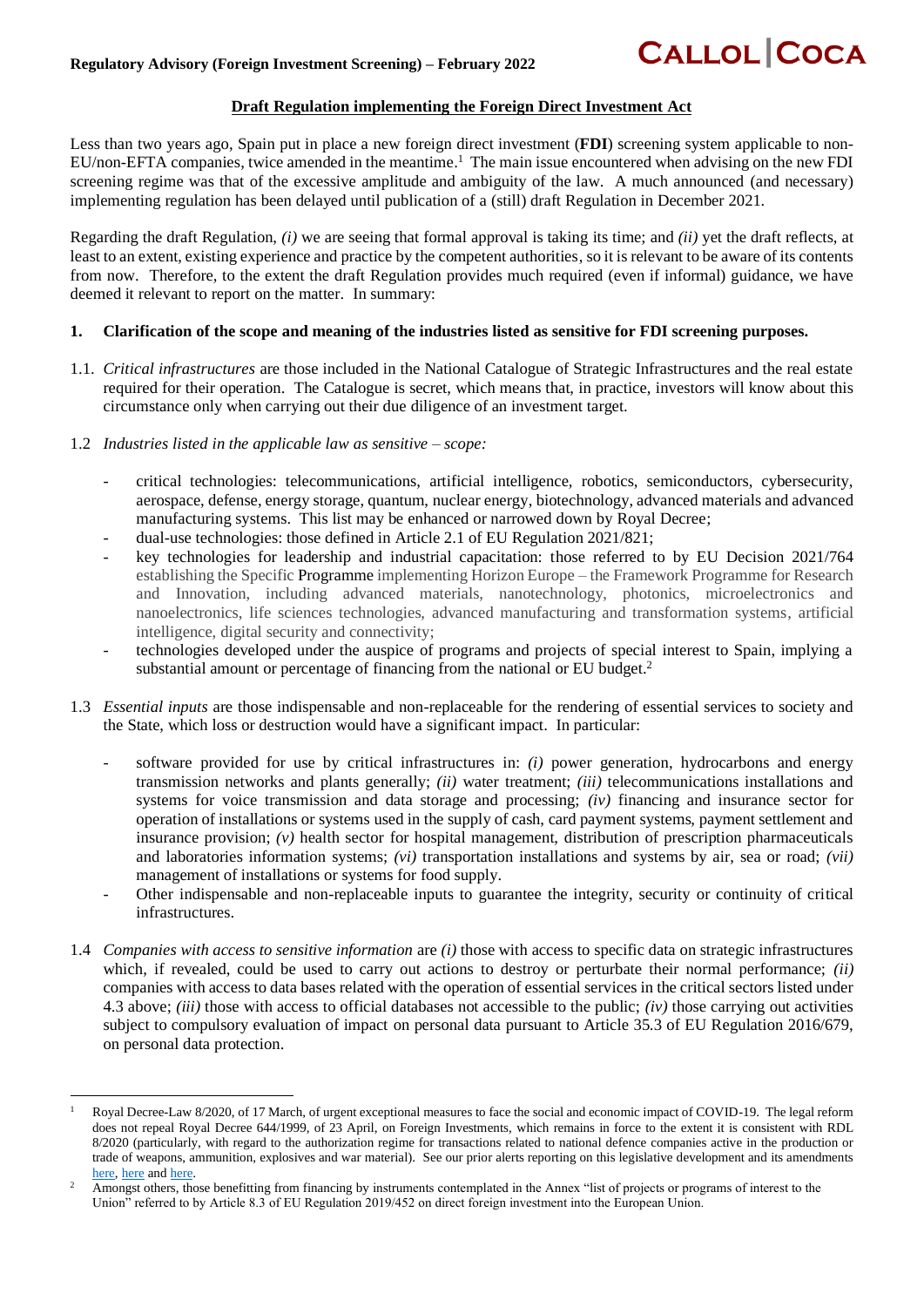**Regulatory Advisory (Foreign Investment Screening) – February 2022**

## Draft Regulation implementing the Foreign Direct Investment Act

Less than two years ago, Spain put in place a new foreign direct investment (**FDI**) screening system applicable to non-EU/non-EFTA companies, twice amended in the meantime.[1] The main issue encountered when advising on the new FDI screening regime was that of the excessive amplitude and ambiguity of the law. A much announced (and necessary) implementing regulation has been delayed until publication of a (still) draft Regulation in December 2021.

Regarding the draft Regulation, *(i)* we are seeing that formal approval is taking its time; and *(ii)* yet the draft reflects, at least to an extent, existing experience and practice by the competent authorities, so it is relevant to be aware of its contents from now. Therefore, to the extent the draft Regulation provides much required (even if informal) guidance, we have deemed it relevant to report on the matter. In summary:

### 1. Clarification of the scope and meaning of the industries listed as sensitive for FDI screening purposes.

1.1. *Critical infrastructures* are those included in the National Catalogue of Strategic Infrastructures and the real estate required for their operation. The Catalogue is secret, which means that, in practice, investors will know about this circumstance only when carrying out their due diligence of an investment target.

1.2 *Industries listed in the applicable law as sensitive – scope:*

- critical technologies: telecommunications, artificial intelligence, robotics, semiconductors, cybersecurity, aerospace, defense, energy storage, quantum, nuclear energy, biotechnology, advanced materials and advanced manufacturing systems. This list may be enhanced or narrowed down by Royal Decree;
- dual-use technologies: those defined in Article 2.1 of EU Regulation 2021/821;
- key technologies for leadership and industrial capacitation: those referred to by EU Decision 2021/764 establishing the Specific Programme implementing Horizon Europe – the Framework Programme for Research and Innovation, including advanced materials, nanotechnology, photonics, microelectronics and nanoelectronics, life sciences technologies, advanced manufacturing and transformation systems, artificial intelligence, digital security and connectivity;
- technologies developed under the auspice of programs and projects of special interest to Spain, implying a substantial amount or percentage of financing from the national or EU budget.[2]

1.3 *Essential inputs* are those indispensable and non-replaceable for the rendering of essential services to society and the State, which loss or destruction would have a significant impact. In particular:

- software provided for use by critical infrastructures in: *(i)* power generation, hydrocarbons and energy transmission networks and plants generally; *(ii)* water treatment; *(iii)* telecommunications installations and systems for voice transmission and data storage and processing; *(iv)* financing and insurance sector for operation of installations or systems used in the supply of cash, card payment systems, payment settlement and insurance provision; *(v)* health sector for hospital management, distribution of prescription pharmaceuticals and laboratories information systems; *(vi)* transportation installations and systems by air, sea or road; *(vii)* management of installations or systems for food supply.
- Other indispensable and non-replaceable inputs to guarantee the integrity, security or continuity of critical infrastructures.

1.4 *Companies with access to sensitive information* are *(i)* those with access to specific data on strategic infrastructures which, if revealed, could be used to carry out actions to destroy or perturbate their normal performance; *(ii)* companies with access to data bases related with the operation of essential services in the critical sectors listed under 4.3 above; *(iii)* those with access to official databases not accessible to the public; *(iv)* those carrying out activities subject to compulsory evaluation of impact on personal data pursuant to Article 35.3 of EU Regulation 2016/679, on personal data protection.

---

[1] Royal Decree-Law 8/2020, of 17 March, of urgent exceptional measures to face the social and economic impact of COVID-19. The legal reform does not repeal Royal Decree 644/1999, of 23 April, on Foreign Investments, which remains in force to the extent it is consistent with RDL 8/2020 (particularly, with regard to the authorization regime for transactions related to national defence companies active in the production or trade of weapons, ammunition, explosives and war material). See our prior alerts reporting on this legislative development and its amendments here, here and here.

[2] Amongst others, those benefitting from financing by instruments contemplated in the Annex "list of projects or programs of interest to the Union" referred to by Article 8.3 of EU Regulation 2019/452 on direct foreign investment into the European Union.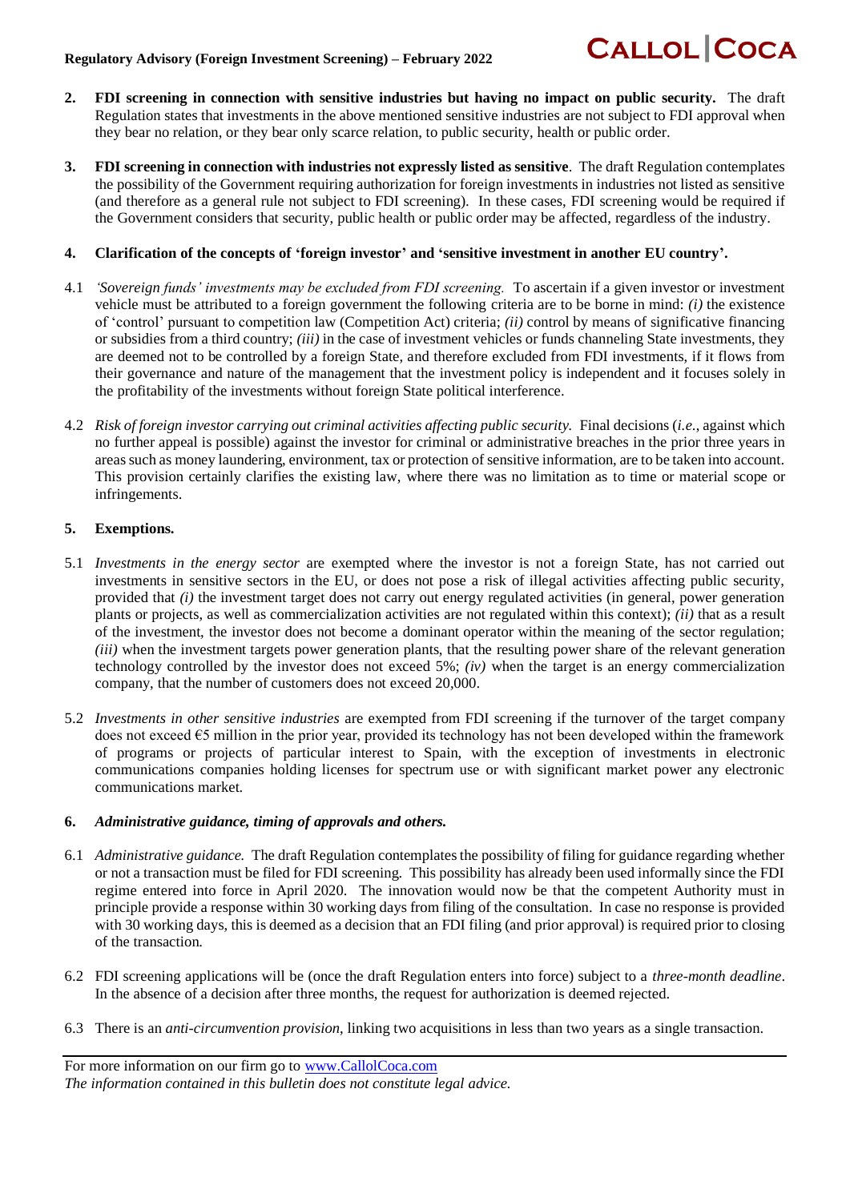**2. FDI screening in connection with sensitive industries but having no impact on public security.** The draft Regulation states that investments in the above mentioned sensitive industries are not subject to FDI approval when they bear no relation, or they bear only scarce relation, to public security, health or public order.

**3. FDI screening in connection with industries not expressly listed as sensitive**. The draft Regulation contemplates the possibility of the Government requiring authorization for foreign investments in industries not listed as sensitive (and therefore as a general rule not subject to FDI screening). In these cases, FDI screening would be required if the Government considers that security, public health or public order may be affected, regardless of the industry.

**4. Clarification of the concepts of 'foreign investor' and 'sensitive investment in another EU country'.**

4.1 *'Sovereign funds' investments may be excluded from FDI screening.* To ascertain if a given investor or investment vehicle must be attributed to a foreign government the following criteria are to be borne in mind: *(i)* the existence of 'control' pursuant to competition law (Competition Act) criteria; *(ii)* control by means of significative financing or subsidies from a third country; *(iii)* in the case of investment vehicles or funds channeling State investments, they are deemed not to be controlled by a foreign State, and therefore excluded from FDI investments, if it flows from their governance and nature of the management that the investment policy is independent and it focuses solely in the profitability of the investments without foreign State political interference.

4.2 *Risk of foreign investor carrying out criminal activities affecting public security.* Final decisions (*i.e.*, against which no further appeal is possible) against the investor for criminal or administrative breaches in the prior three years in areas such as money laundering, environment, tax or protection of sensitive information, are to be taken into account. This provision certainly clarifies the existing law, where there was no limitation as to time or material scope or infringements.

**5. Exemptions.**

5.1 *Investments in the energy sector* are exempted where the investor is not a foreign State, has not carried out investments in sensitive sectors in the EU, or does not pose a risk of illegal activities affecting public security, provided that *(i)* the investment target does not carry out energy regulated activities (in general, power generation plants or projects, as well as commercialization activities are not regulated within this context); *(ii)* that as a result of the investment, the investor does not become a dominant operator within the meaning of the sector regulation; *(iii)* when the investment targets power generation plants, that the resulting power share of the relevant generation technology controlled by the investor does not exceed 5%; *(iv)* when the target is an energy commercialization company, that the number of customers does not exceed 20,000.

5.2 *Investments in other sensitive industries* are exempted from FDI screening if the turnover of the target company does not exceed €5 million in the prior year, provided its technology has not been developed within the framework of programs or projects of particular interest to Spain, with the exception of investments in electronic communications companies holding licenses for spectrum use or with significant market power any electronic communications market.

**6. *Administrative guidance, timing of approvals and others.***

6.1 *Administrative guidance.* The draft Regulation contemplates the possibility of filing for guidance regarding whether or not a transaction must be filed for FDI screening. This possibility has already been used informally since the FDI regime entered into force in April 2020. The innovation would now be that the competent Authority must in principle provide a response within 30 working days from filing of the consultation. In case no response is provided with 30 working days, this is deemed as a decision that an FDI filing (and prior approval) is required prior to closing of the transaction.

6.2 FDI screening applications will be (once the draft Regulation enters into force) subject to a *three-month deadline*. In the absence of a decision after three months, the request for authorization is deemed rejected.

6.3 There is an *anti-circumvention provision*, linking two acquisitions in less than two years as a single transaction.

For more information on our firm go to www.CallolCoca.com
*The information contained in this bulletin does not constitute legal advice.*